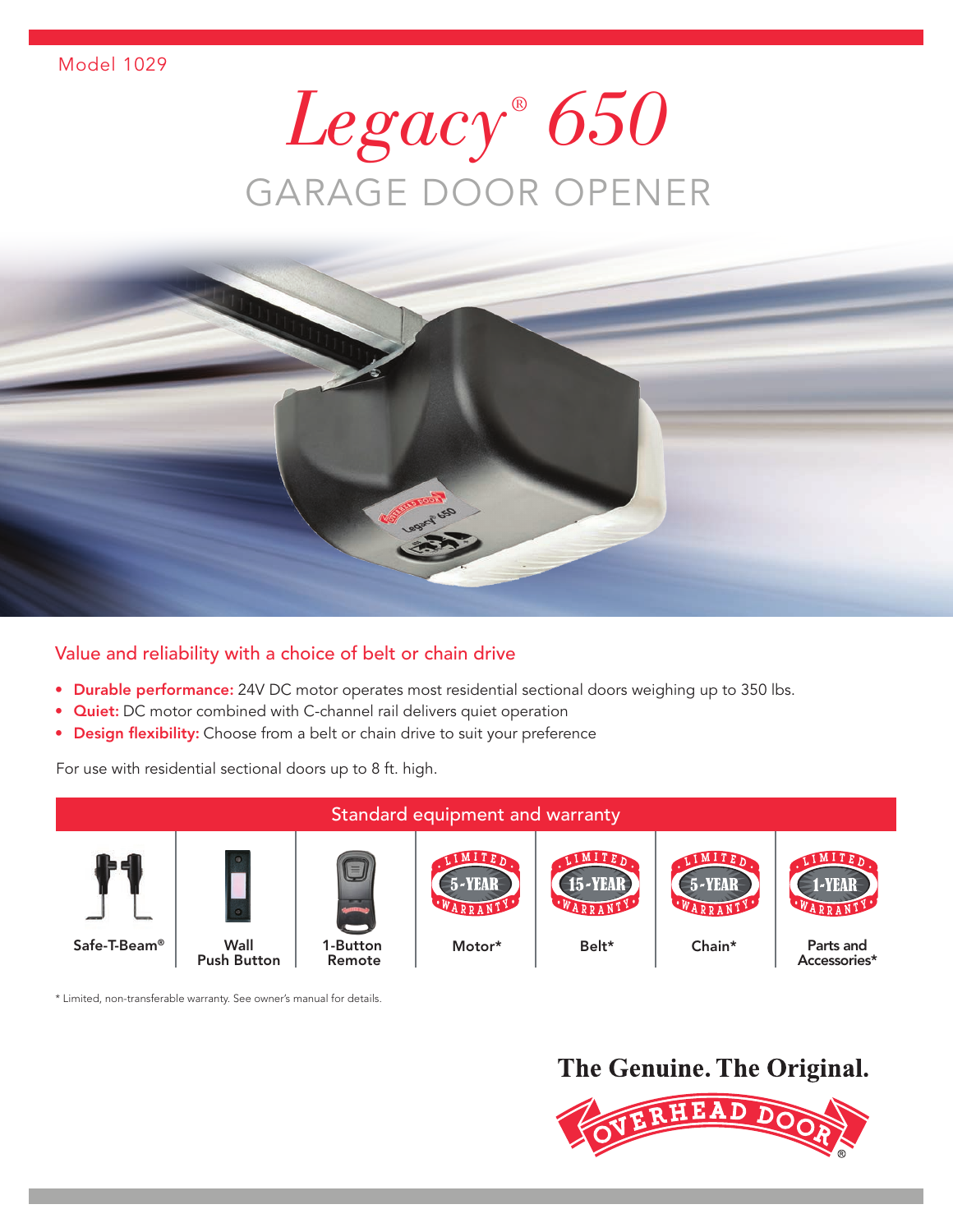Model 1029

# *Legacy® 650*

## GARAGE DOOR OPENER

### Value and reliability with a choice of belt or chain drive

- **Durable performance:** 24V DC motor operates most residential sectional doors weighing up to 350 lbs.
- **Quiet:** DC motor combined with C-channel rail delivers quiet operation
- **Design flexibility:** Choose from a belt or chain drive to suit your preference

For use with residential sectional doors up to 8 ft. high.

| Standard equipment and warranty | | | | | | |
|---|---|---|---|---|---|---|
| Safe-T-Beam® | Wall Push Button | 1-Button Remote | LIMITED 5-YEAR WARRANTY Motor* | LIMITED 15-YEAR WARRANTY Belt* | LIMITED 5-YEAR WARRANTY Chain* | LIMITED 1-YEAR WARRANTY Parts and Accessories* |

* Limited, non-transferable warranty. See owner's manual for details.

**The Genuine. The Original.**

OVERHEAD DOOR®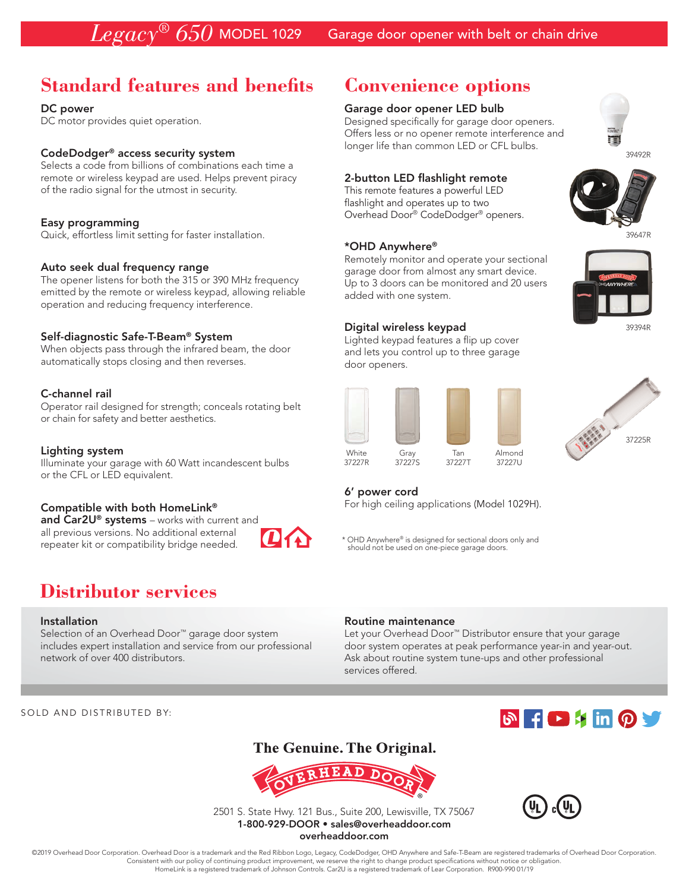# Legacy® 650 MODEL 1029 Garage door opener with belt or chain drive

## Standard features and benefits

**DC power**
DC motor provides quiet operation.

**CodeDodger® access security system**
Selects a code from billions of combinations each time a remote or wireless keypad are used. Helps prevent piracy of the radio signal for the utmost in security.

**Easy programming**
Quick, effortless limit setting for faster installation.

**Auto seek dual frequency range**
The opener listens for both the 315 or 390 MHz frequency emitted by the remote or wireless keypad, allowing reliable operation and reducing frequency interference.

**Self-diagnostic Safe-T-Beam® System**
When objects pass through the infrared beam, the door automatically stops closing and then reverses.

**C-channel rail**
Operator rail designed for strength; conceals rotating belt or chain for safety and better aesthetics.

**Lighting system**
Illuminate your garage with 60 Watt incandescent bulbs or the CFL or LED equivalent.

**Compatible with both HomeLink® and Car2U® systems** – works with current and all previous versions. No additional external repeater kit or compatibility bridge needed.

## Convenience options

**Garage door opener LED bulb**
Designed specifically for garage door openers. Offers less or no opener remote interference and longer life than common LED or CFL bulbs.

39492R

**2-button LED flashlight remote**
This remote features a powerful LED flashlight and operates up to two Overhead Door® CodeDodger® openers.

39647R

**\*OHD Anywhere®**
Remotely monitor and operate your sectional garage door from almost any smart device. Up to 3 doors can be monitored and 20 users added with one system.

39394R

**Digital wireless keypad**
Lighted keypad features a flip up cover and lets you control up to three garage door openers.

White 37227R
Gray 37227S
Tan 37227T
Almond 37227U

37225R

**6' power cord**
For high ceiling applications (Model 1029H).

\* OHD Anywhere® is designed for sectional doors only and should not be used on one-piece garage doors.

## Distributor services

**Installation**
Selection of an Overhead Door™ garage door system includes expert installation and service from our professional network of over 400 distributors.

**Routine maintenance**
Let your Overhead Door™ Distributor ensure that your garage door system operates at peak performance year-in and year-out. Ask about routine system tune-ups and other professional services offered.

SOLD AND DISTRIBUTED BY:

**The Genuine. The Original.**

OVERHEAD DOOR®

2501 S. State Hwy. 121 Bus., Suite 200, Lewisville, TX 75067
**1-800-929-DOOR • sales@overheaddoor.com**
**overheaddoor.com**

©2019 Overhead Door Corporation. Overhead Door is a trademark and the Red Ribbon Logo, Legacy, CodeDodger, OHD Anywhere and Safe-T-Beam are registered trademarks of Overhead Door Corporation. Consistent with our policy of continuing product improvement, we reserve the right to change product specifications without notice or obligation. HomeLink is a registered trademark of Johnson Controls. Car2U is a registered trademark of Lear Corporation. R900-990 01/19